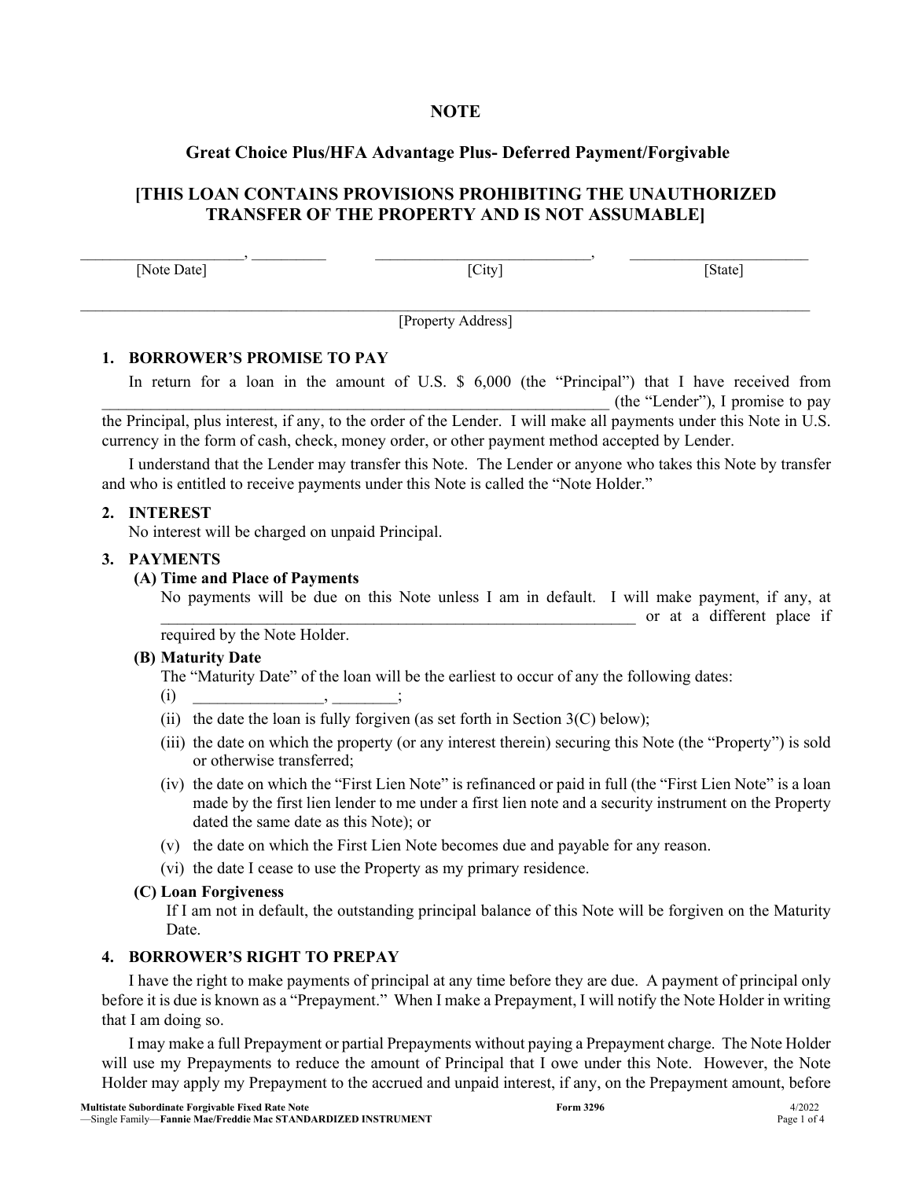# NOTE

## Great Choice Plus/HFA Advantage Plus- Deferred Payment/Forgivable

## [THIS LOAN CONTAINS PROVISIONS PROHIBITING THE UNAUTHORIZED TRANSFER OF THE PROPERTY AND IS NOT ASSUMABLE]

_____________________, __________ [Note Date]  _____________________________, [City]  ________________________ [State]

__________________________________________________________________________________________ [Property Address]

**1. BORROWER'S PROMISE TO PAY**

In return for a loan in the amount of U.S. $ 6,000 (the "Principal") that I have received from _______________________________________________________________ (the "Lender"), I promise to pay the Principal, plus interest, if any, to the order of the Lender. I will make all payments under this Note in U.S. currency in the form of cash, check, money order, or other payment method accepted by Lender.

I understand that the Lender may transfer this Note. The Lender or anyone who takes this Note by transfer and who is entitled to receive payments under this Note is called the "Note Holder."

**2. INTEREST**

No interest will be charged on unpaid Principal.

**3. PAYMENTS**

**(A) Time and Place of Payments**

No payments will be due on this Note unless I am in default. I will make payment, if any, at ______________________________________________________________ or at a different place if required by the Note Holder.

**(B) Maturity Date**

The "Maturity Date" of the loan will be the earliest to occur of any the following dates:

(i) ________________, ________;

(ii) the date the loan is fully forgiven (as set forth in Section 3(C) below);

(iii) the date on which the property (or any interest therein) securing this Note (the "Property") is sold or otherwise transferred;

(iv) the date on which the "First Lien Note" is refinanced or paid in full (the "First Lien Note" is a loan made by the first lien lender to me under a first lien note and a security instrument on the Property dated the same date as this Note); or

(v) the date on which the First Lien Note becomes due and payable for any reason.

(vi) the date I cease to use the Property as my primary residence.

**(C) Loan Forgiveness**

If I am not in default, the outstanding principal balance of this Note will be forgiven on the Maturity Date.

**4. BORROWER'S RIGHT TO PREPAY**

I have the right to make payments of principal at any time before they are due. A payment of principal only before it is due is known as a "Prepayment." When I make a Prepayment, I will notify the Note Holder in writing that I am doing so.

I may make a full Prepayment or partial Prepayments without paying a Prepayment charge. The Note Holder will use my Prepayments to reduce the amount of Principal that I owe under this Note. However, the Note Holder may apply my Prepayment to the accrued and unpaid interest, if any, on the Prepayment amount, before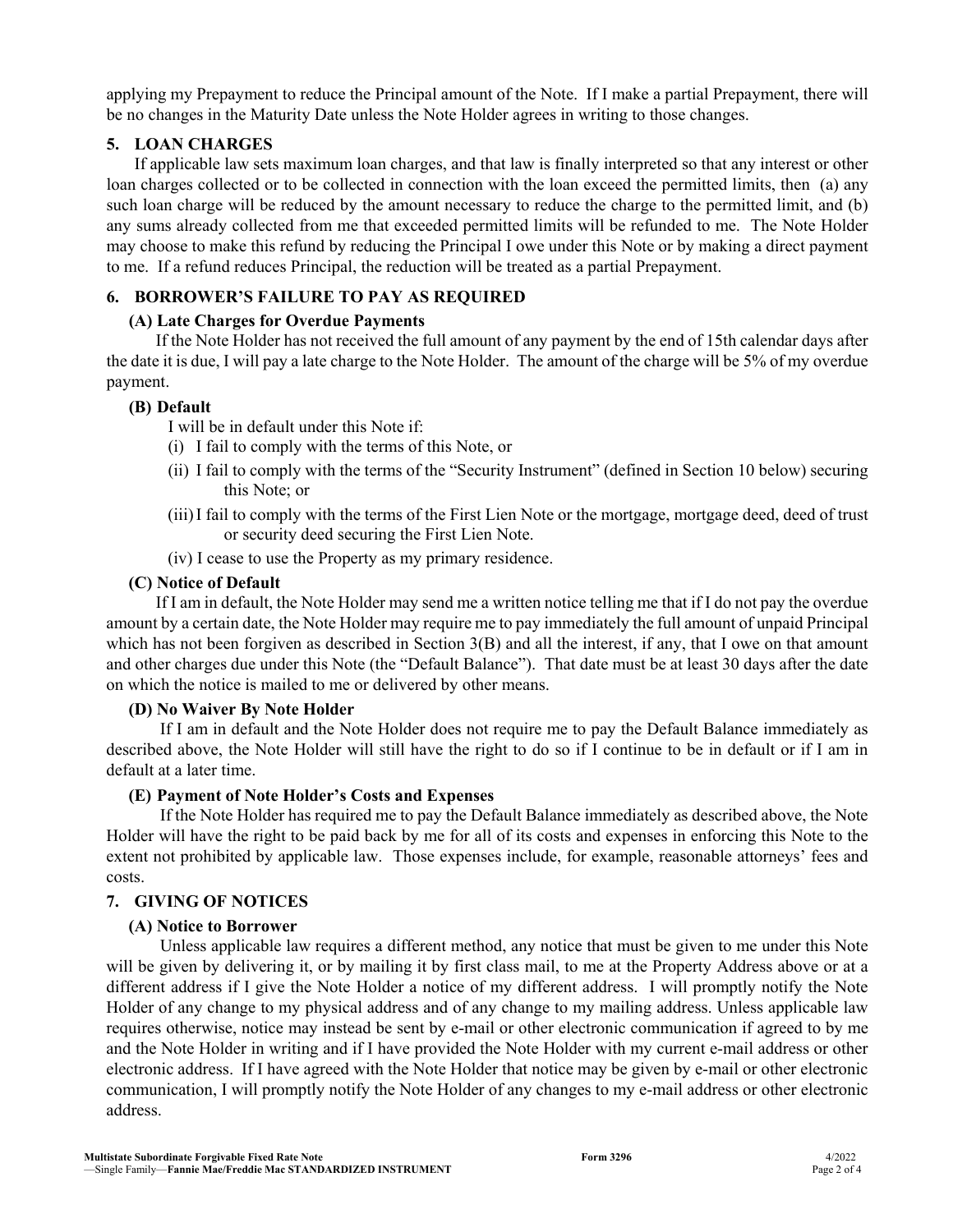applying my Prepayment to reduce the Principal amount of the Note. If I make a partial Prepayment, there will be no changes in the Maturity Date unless the Note Holder agrees in writing to those changes.

## 5. LOAN CHARGES

If applicable law sets maximum loan charges, and that law is finally interpreted so that any interest or other loan charges collected or to be collected in connection with the loan exceed the permitted limits, then (a) any such loan charge will be reduced by the amount necessary to reduce the charge to the permitted limit, and (b) any sums already collected from me that exceeded permitted limits will be refunded to me. The Note Holder may choose to make this refund by reducing the Principal I owe under this Note or by making a direct payment to me. If a refund reduces Principal, the reduction will be treated as a partial Prepayment.

## 6. BORROWER'S FAILURE TO PAY AS REQUIRED

### (A) Late Charges for Overdue Payments

If the Note Holder has not received the full amount of any payment by the end of 15th calendar days after the date it is due, I will pay a late charge to the Note Holder. The amount of the charge will be 5% of my overdue payment.

### (B) Default

I will be in default under this Note if:

(i) I fail to comply with the terms of this Note, or

(ii) I fail to comply with the terms of the "Security Instrument" (defined in Section 10 below) securing this Note; or

(iii) I fail to comply with the terms of the First Lien Note or the mortgage, mortgage deed, deed of trust or security deed securing the First Lien Note.

(iv) I cease to use the Property as my primary residence.

### (C) Notice of Default

If I am in default, the Note Holder may send me a written notice telling me that if I do not pay the overdue amount by a certain date, the Note Holder may require me to pay immediately the full amount of unpaid Principal which has not been forgiven as described in Section 3(B) and all the interest, if any, that I owe on that amount and other charges due under this Note (the "Default Balance"). That date must be at least 30 days after the date on which the notice is mailed to me or delivered by other means.

### (D) No Waiver By Note Holder

If I am in default and the Note Holder does not require me to pay the Default Balance immediately as described above, the Note Holder will still have the right to do so if I continue to be in default or if I am in default at a later time.

### (E) Payment of Note Holder's Costs and Expenses

If the Note Holder has required me to pay the Default Balance immediately as described above, the Note Holder will have the right to be paid back by me for all of its costs and expenses in enforcing this Note to the extent not prohibited by applicable law. Those expenses include, for example, reasonable attorneys' fees and costs.

## 7. GIVING OF NOTICES

### (A) Notice to Borrower

Unless applicable law requires a different method, any notice that must be given to me under this Note will be given by delivering it, or by mailing it by first class mail, to me at the Property Address above or at a different address if I give the Note Holder a notice of my different address. I will promptly notify the Note Holder of any change to my physical address and of any change to my mailing address. Unless applicable law requires otherwise, notice may instead be sent by e-mail or other electronic communication if agreed to by me and the Note Holder in writing and if I have provided the Note Holder with my current e-mail address or other electronic address. If I have agreed with the Note Holder that notice may be given by e-mail or other electronic communication, I will promptly notify the Note Holder of any changes to my e-mail address or other electronic address.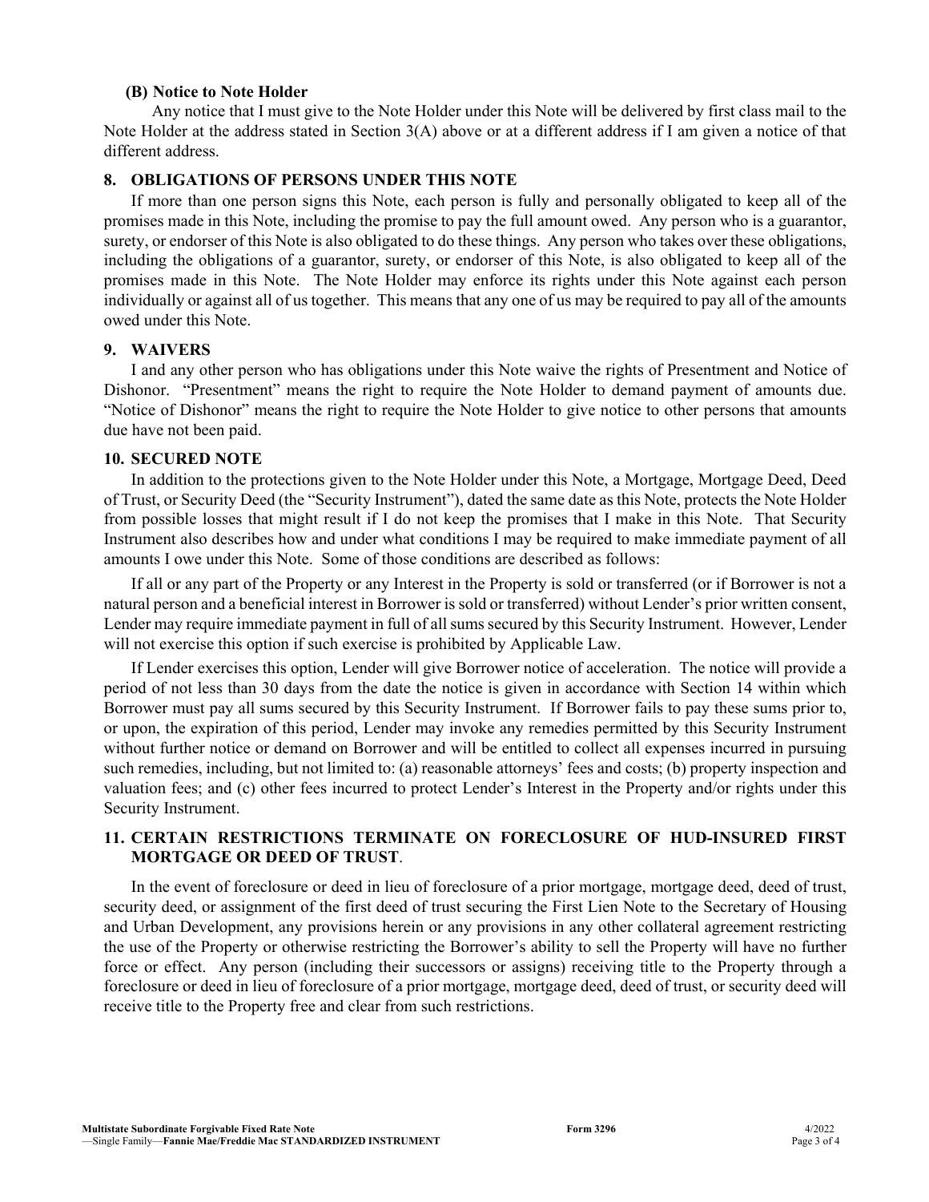**(B) Notice to Note Holder**

Any notice that I must give to the Note Holder under this Note will be delivered by first class mail to the Note Holder at the address stated in Section 3(A) above or at a different address if I am given a notice of that different address.

## 8. OBLIGATIONS OF PERSONS UNDER THIS NOTE

If more than one person signs this Note, each person is fully and personally obligated to keep all of the promises made in this Note, including the promise to pay the full amount owed. Any person who is a guarantor, surety, or endorser of this Note is also obligated to do these things. Any person who takes over these obligations, including the obligations of a guarantor, surety, or endorser of this Note, is also obligated to keep all of the promises made in this Note. The Note Holder may enforce its rights under this Note against each person individually or against all of us together. This means that any one of us may be required to pay all of the amounts owed under this Note.

## 9. WAIVERS

I and any other person who has obligations under this Note waive the rights of Presentment and Notice of Dishonor. "Presentment" means the right to require the Note Holder to demand payment of amounts due. "Notice of Dishonor" means the right to require the Note Holder to give notice to other persons that amounts due have not been paid.

## 10. SECURED NOTE

In addition to the protections given to the Note Holder under this Note, a Mortgage, Mortgage Deed, Deed of Trust, or Security Deed (the "Security Instrument"), dated the same date as this Note, protects the Note Holder from possible losses that might result if I do not keep the promises that I make in this Note. That Security Instrument also describes how and under what conditions I may be required to make immediate payment of all amounts I owe under this Note. Some of those conditions are described as follows:

If all or any part of the Property or any Interest in the Property is sold or transferred (or if Borrower is not a natural person and a beneficial interest in Borrower is sold or transferred) without Lender's prior written consent, Lender may require immediate payment in full of all sums secured by this Security Instrument. However, Lender will not exercise this option if such exercise is prohibited by Applicable Law.

If Lender exercises this option, Lender will give Borrower notice of acceleration. The notice will provide a period of not less than 30 days from the date the notice is given in accordance with Section 14 within which Borrower must pay all sums secured by this Security Instrument. If Borrower fails to pay these sums prior to, or upon, the expiration of this period, Lender may invoke any remedies permitted by this Security Instrument without further notice or demand on Borrower and will be entitled to collect all expenses incurred in pursuing such remedies, including, but not limited to: (a) reasonable attorneys' fees and costs; (b) property inspection and valuation fees; and (c) other fees incurred to protect Lender's Interest in the Property and/or rights under this Security Instrument.

## 11. CERTAIN RESTRICTIONS TERMINATE ON FORECLOSURE OF HUD-INSURED FIRST MORTGAGE OR DEED OF TRUST.

In the event of foreclosure or deed in lieu of foreclosure of a prior mortgage, mortgage deed, deed of trust, security deed, or assignment of the first deed of trust securing the First Lien Note to the Secretary of Housing and Urban Development, any provisions herein or any provisions in any other collateral agreement restricting the use of the Property or otherwise restricting the Borrower's ability to sell the Property will have no further force or effect. Any person (including their successors or assigns) receiving title to the Property through a foreclosure or deed in lieu of foreclosure of a prior mortgage, mortgage deed, deed of trust, or security deed will receive title to the Property free and clear from such restrictions.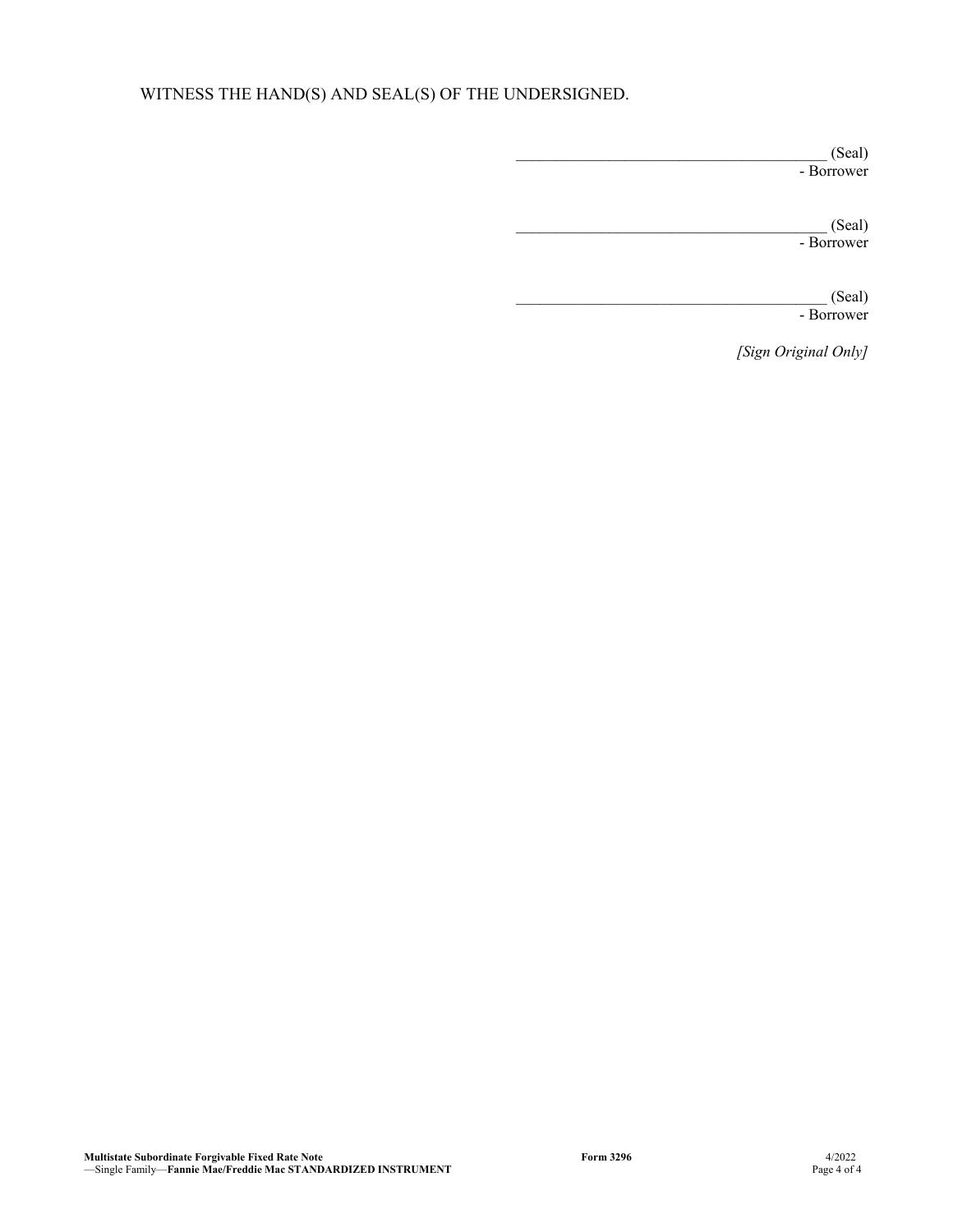WITNESS THE HAND(S) AND SEAL(S) OF THE UNDERSIGNED.

________________________________________ (Seal)
- Borrower

________________________________________ (Seal)
- Borrower

________________________________________ (Seal)
- Borrower

*[Sign Original Only]*